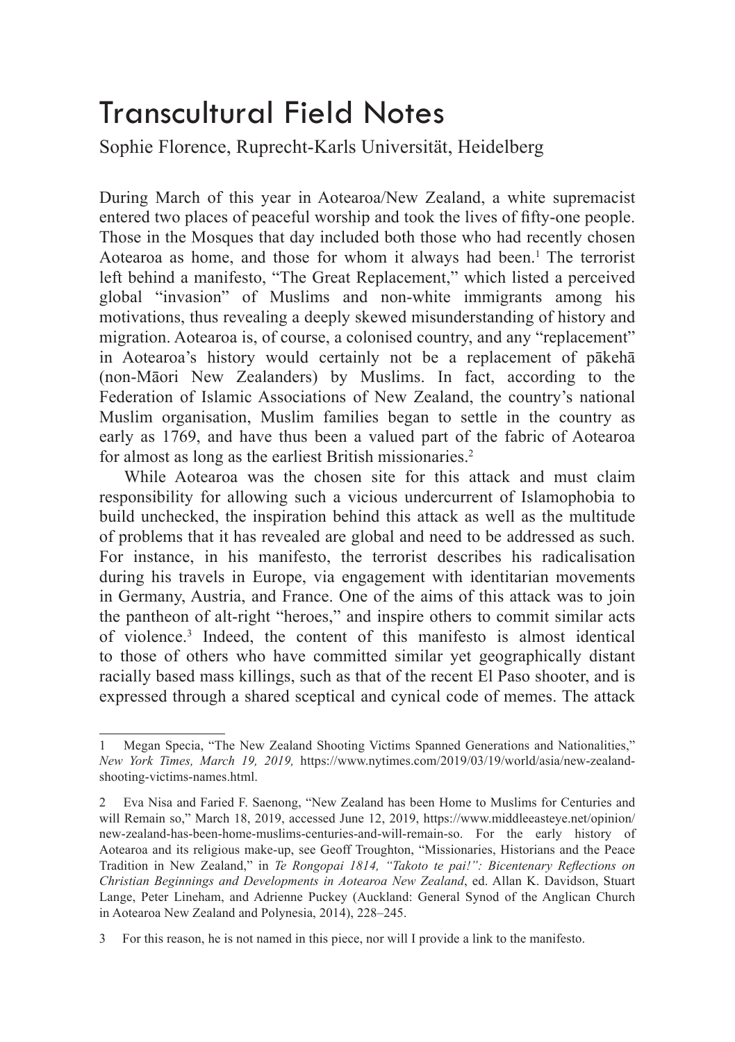# Transcultural Field Notes

Sophie Florence, Ruprecht-Karls Universität, Heidelberg

During March of this year in Aotearoa/New Zealand, a white supremacist entered two places of peaceful worship and took the lives of fifty-one people. Those in the Mosques that day included both those who had recently chosen Aotearoa as home, and those for whom it always had been.[1] The terrorist left behind a manifesto, "The Great Replacement," which listed a perceived global "invasion" of Muslims and non-white immigrants among his motivations, thus revealing a deeply skewed misunderstanding of history and migration. Aotearoa is, of course, a colonised country, and any "replacement" in Aotearoa's history would certainly not be a replacement of pākehā (non-Māori New Zealanders) by Muslims. In fact, according to the Federation of Islamic Associations of New Zealand, the country's national Muslim organisation, Muslim families began to settle in the country as early as 1769, and have thus been a valued part of the fabric of Aotearoa for almost as long as the earliest British missionaries.[2]

While Aotearoa was the chosen site for this attack and must claim responsibility for allowing such a vicious undercurrent of Islamophobia to build unchecked, the inspiration behind this attack as well as the multitude of problems that it has revealed are global and need to be addressed as such. For instance, in his manifesto, the terrorist describes his radicalisation during his travels in Europe, via engagement with identitarian movements in Germany, Austria, and France. One of the aims of this attack was to join the pantheon of alt-right "heroes," and inspire others to commit similar acts of violence.[3] Indeed, the content of this manifesto is almost identical to those of others who have committed similar yet geographically distant racially based mass killings, such as that of the recent El Paso shooter, and is expressed through a shared sceptical and cynical code of memes. The attack

---

1 Megan Specia, "The New Zealand Shooting Victims Spanned Generations and Nationalities," *New York Times, March 19, 2019,* https://www.nytimes.com/2019/03/19/world/asia/new-zealand-shooting-victims-names.html.

2 Eva Nisa and Faried F. Saenong, "New Zealand has been Home to Muslims for Centuries and will Remain so," March 18, 2019, accessed June 12, 2019, https://www.middleeasteye.net/opinion/new-zealand-has-been-home-muslims-centuries-and-will-remain-so. For the early history of Aotearoa and its religious make-up, see Geoff Troughton, "Missionaries, Historians and the Peace Tradition in New Zealand," in *Te Rongopai 1814, "Takoto te pai!": Bicentenary Reflections on Christian Beginnings and Developments in Aotearoa New Zealand*, ed. Allan K. Davidson, Stuart Lange, Peter Lineham, and Adrienne Puckey (Auckland: General Synod of the Anglican Church in Aotearoa New Zealand and Polynesia, 2014), 228–245.

3 For this reason, he is not named in this piece, nor will I provide a link to the manifesto.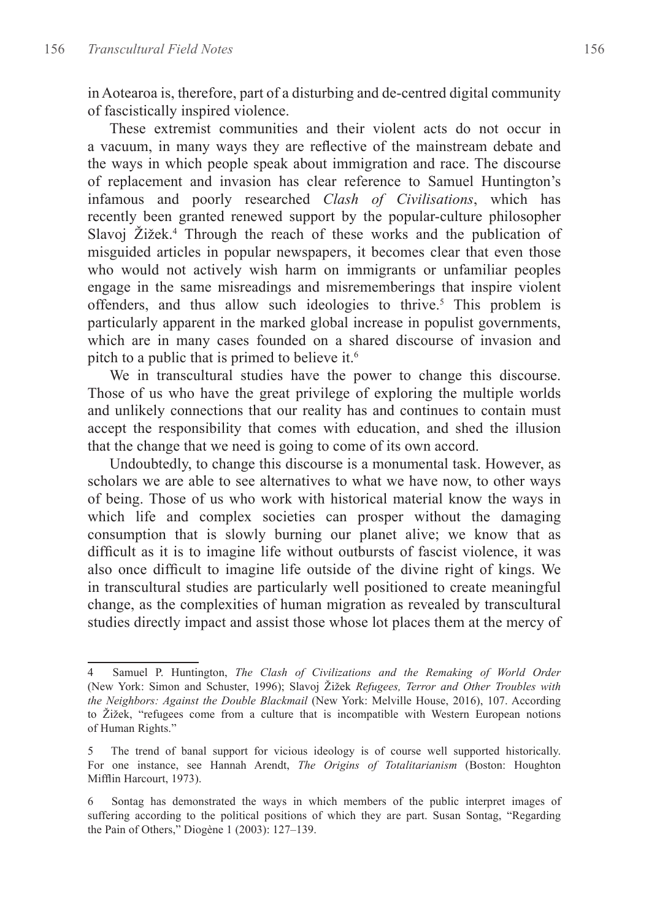in Aotearoa is, therefore, part of a disturbing and de-centred digital community of fascistically inspired violence.

These extremist communities and their violent acts do not occur in a vacuum, in many ways they are reflective of the mainstream debate and the ways in which people speak about immigration and race. The discourse of replacement and invasion has clear reference to Samuel Huntington's infamous and poorly researched *Clash of Civilisations*, which has recently been granted renewed support by the popular-culture philosopher Slavoj Žižek.[4] Through the reach of these works and the publication of misguided articles in popular newspapers, it becomes clear that even those who would not actively wish harm on immigrants or unfamiliar peoples engage in the same misreadings and misrememberings that inspire violent offenders, and thus allow such ideologies to thrive.[5] This problem is particularly apparent in the marked global increase in populist governments, which are in many cases founded on a shared discourse of invasion and pitch to a public that is primed to believe it.[6]

We in transcultural studies have the power to change this discourse. Those of us who have the great privilege of exploring the multiple worlds and unlikely connections that our reality has and continues to contain must accept the responsibility that comes with education, and shed the illusion that the change that we need is going to come of its own accord.

Undoubtedly, to change this discourse is a monumental task. However, as scholars we are able to see alternatives to what we have now, to other ways of being. Those of us who work with historical material know the ways in which life and complex societies can prosper without the damaging consumption that is slowly burning our planet alive; we know that as difficult as it is to imagine life without outbursts of fascist violence, it was also once difficult to imagine life outside of the divine right of kings. We in transcultural studies are particularly well positioned to create meaningful change, as the complexities of human migration as revealed by transcultural studies directly impact and assist those whose lot places them at the mercy of

---

4 Samuel P. Huntington, *The Clash of Civilizations and the Remaking of World Order* (New York: Simon and Schuster, 1996); Slavoj Žižek *Refugees, Terror and Other Troubles with the Neighbors: Against the Double Blackmail* (New York: Melville House, 2016), 107. According to Žižek, "refugees come from a culture that is incompatible with Western European notions of Human Rights."

5 The trend of banal support for vicious ideology is of course well supported historically. For one instance, see Hannah Arendt, *The Origins of Totalitarianism* (Boston: Houghton Mifflin Harcourt, 1973).

6 Sontag has demonstrated the ways in which members of the public interpret images of suffering according to the political positions of which they are part. Susan Sontag, "Regarding the Pain of Others," Diogène 1 (2003): 127–139.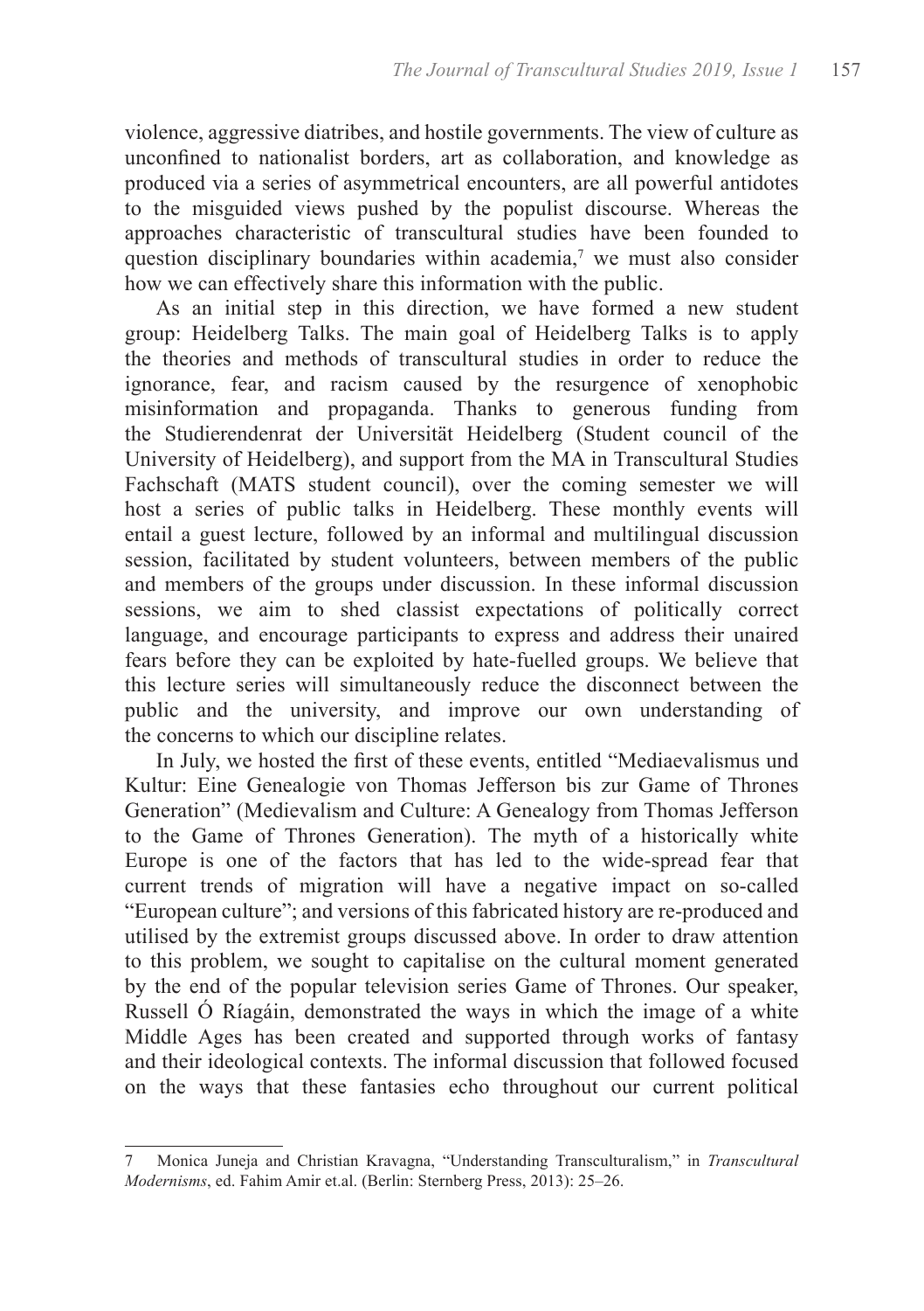violence, aggressive diatribes, and hostile governments. The view of culture as unconfined to nationalist borders, art as collaboration, and knowledge as produced via a series of asymmetrical encounters, are all powerful antidotes to the misguided views pushed by the populist discourse. Whereas the approaches characteristic of transcultural studies have been founded to question disciplinary boundaries within academia,[7] we must also consider how we can effectively share this information with the public.

As an initial step in this direction, we have formed a new student group: Heidelberg Talks. The main goal of Heidelberg Talks is to apply the theories and methods of transcultural studies in order to reduce the ignorance, fear, and racism caused by the resurgence of xenophobic misinformation and propaganda. Thanks to generous funding from the Studierendenrat der Universität Heidelberg (Student council of the University of Heidelberg), and support from the MA in Transcultural Studies Fachschaft (MATS student council), over the coming semester we will host a series of public talks in Heidelberg. These monthly events will entail a guest lecture, followed by an informal and multilingual discussion session, facilitated by student volunteers, between members of the public and members of the groups under discussion. In these informal discussion sessions, we aim to shed classist expectations of politically correct language, and encourage participants to express and address their unaired fears before they can be exploited by hate-fuelled groups. We believe that this lecture series will simultaneously reduce the disconnect between the public and the university, and improve our own understanding of the concerns to which our discipline relates.

In July, we hosted the first of these events, entitled "Mediaevalismus und Kultur: Eine Genealogie von Thomas Jefferson bis zur Game of Thrones Generation" (Medievalism and Culture: A Genealogy from Thomas Jefferson to the Game of Thrones Generation). The myth of a historically white Europe is one of the factors that has led to the wide-spread fear that current trends of migration will have a negative impact on so-called "European culture"; and versions of this fabricated history are re-produced and utilised by the extremist groups discussed above. In order to draw attention to this problem, we sought to capitalise on the cultural moment generated by the end of the popular television series Game of Thrones. Our speaker, Russell Ó Ríagáin, demonstrated the ways in which the image of a white Middle Ages has been created and supported through works of fantasy and their ideological contexts. The informal discussion that followed focused on the ways that these fantasies echo throughout our current political

7 Monica Juneja and Christian Kravagna, "Understanding Transculturalism," in *Transcultural Modernisms*, ed. Fahim Amir et.al. (Berlin: Sternberg Press, 2013): 25–26.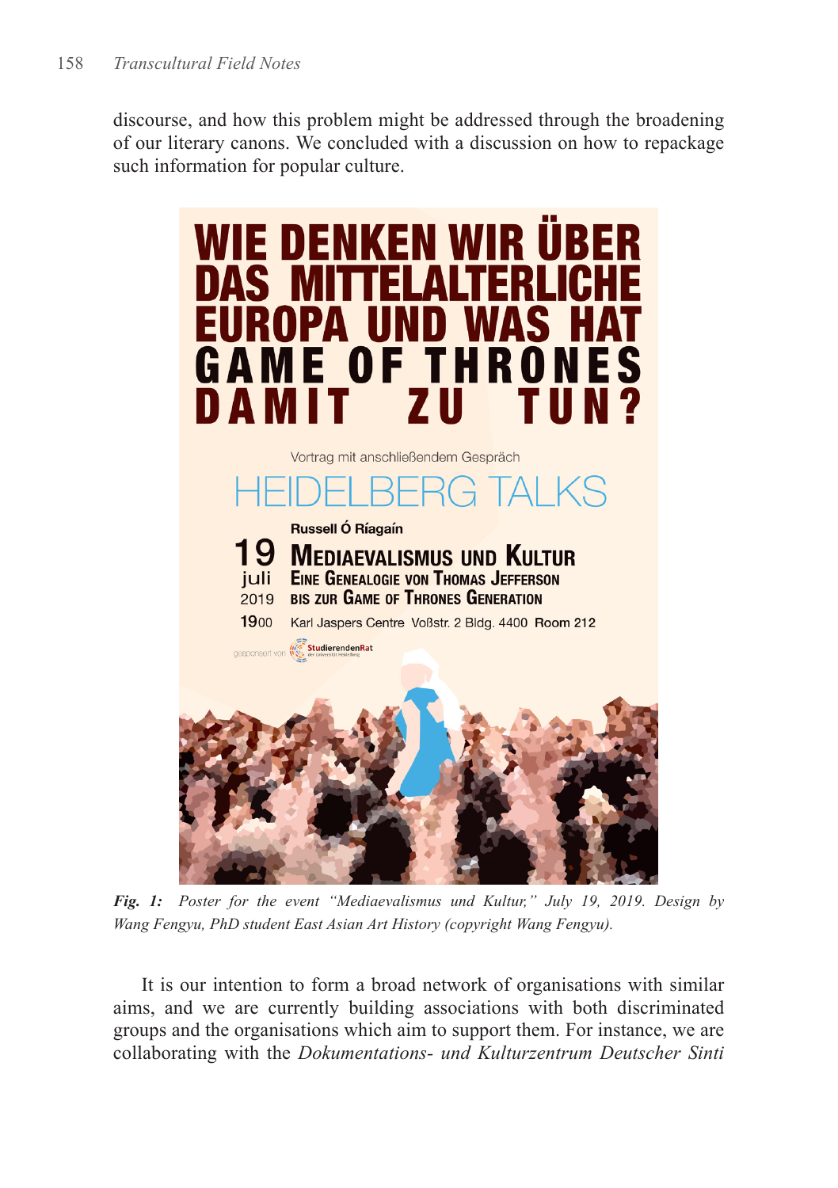discourse, and how this problem might be addressed through the broadening of our literary canons. We concluded with a discussion on how to repackage such information for popular culture.

***Fig. 1:*** *Poster for the event "Mediaevalismus und Kultur," July 19, 2019. Design by Wang Fengyu, PhD student East Asian Art History (copyright Wang Fengyu).*

It is our intention to form a broad network of organisations with similar aims, and we are currently building associations with both discriminated groups and the organisations which aim to support them. For instance, we are collaborating with the *Dokumentations- und Kulturzentrum Deutscher Sinti*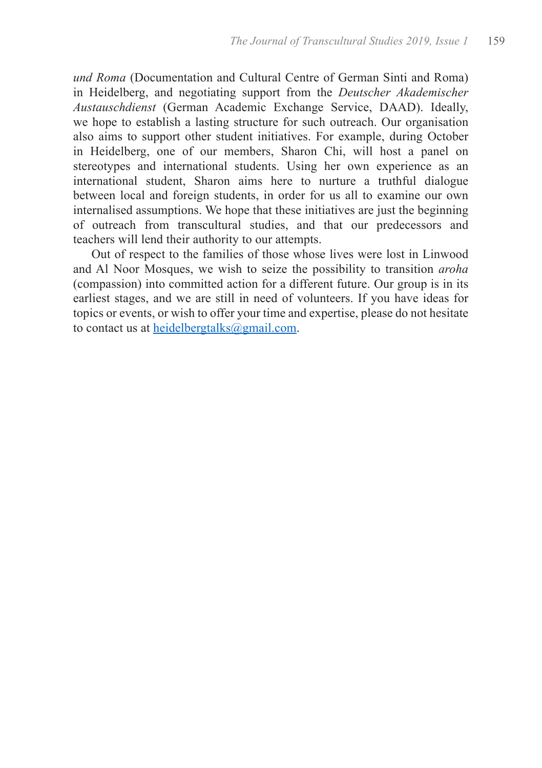*und Roma* (Documentation and Cultural Centre of German Sinti and Roma) in Heidelberg, and negotiating support from the *Deutscher Akademischer Austauschdienst* (German Academic Exchange Service, DAAD). Ideally, we hope to establish a lasting structure for such outreach. Our organisation also aims to support other student initiatives. For example, during October in Heidelberg, one of our members, Sharon Chi, will host a panel on stereotypes and international students. Using her own experience as an international student, Sharon aims here to nurture a truthful dialogue between local and foreign students, in order for us all to examine our own internalised assumptions. We hope that these initiatives are just the beginning of outreach from transcultural studies, and that our predecessors and teachers will lend their authority to our attempts.

Out of respect to the families of those whose lives were lost in Linwood and Al Noor Mosques, we wish to seize the possibility to transition *aroha* (compassion) into committed action for a different future. Our group is in its earliest stages, and we are still in need of volunteers. If you have ideas for topics or events, or wish to offer your time and expertise, please do not hesitate to contact us at heidelbergtalks@gmail.com.